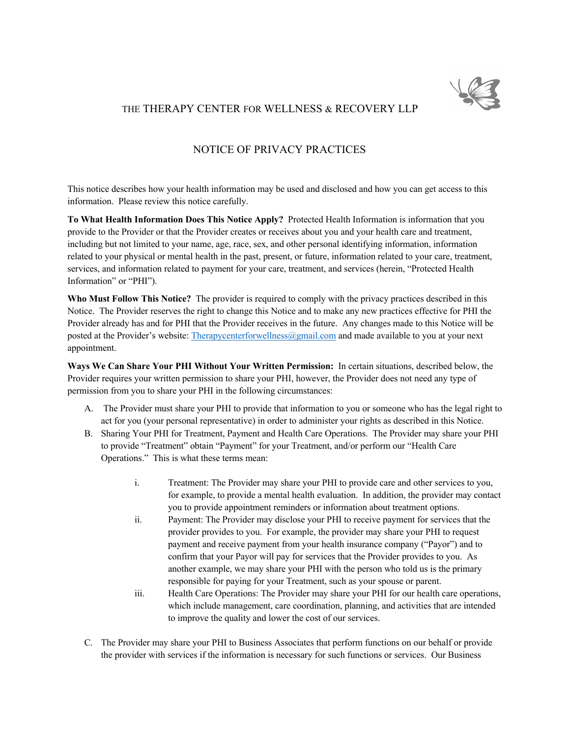# THE THERAPY CENTER FOR WELLNESS & RECOVERY LLP

## NOTICE OF PRIVACY PRACTICES

This notice describes how your health information may be used and disclosed and how you can get access to this information. Please review this notice carefully.

**To What Health Information Does This Notice Apply?** Protected Health Information is information that you provide to the Provider or that the Provider creates or receives about you and your health care and treatment, including but not limited to your name, age, race, sex, and other personal identifying information, information related to your physical or mental health in the past, present, or future, information related to your care, treatment, services, and information related to payment for your care, treatment, and services (herein, "Protected Health Information" or "PHI").

**Who Must Follow This Notice?** The provider is required to comply with the privacy practices described in this Notice. The Provider reserves the right to change this Notice and to make any new practices effective for PHI the Provider already has and for PHI that the Provider receives in the future. Any changes made to this Notice will be posted at the Provider's website: Therapycenterforwellness@gmail.com and made available to you at your next appointment.

**Ways We Can Share Your PHI Without Your Written Permission:** In certain situations, described below, the Provider requires your written permission to share your PHI, however, the Provider does not need any type of permission from you to share your PHI in the following circumstances:

A. The Provider must share your PHI to provide that information to you or someone who has the legal right to act for you (your personal representative) in order to administer your rights as described in this Notice.

B. Sharing Your PHI for Treatment, Payment and Health Care Operations. The Provider may share your PHI to provide "Treatment" obtain "Payment" for your Treatment, and/or perform our "Health Care Operations." This is what these terms mean:

   i. Treatment: The Provider may share your PHI to provide care and other services to you, for example, to provide a mental health evaluation. In addition, the provider may contact you to provide appointment reminders or information about treatment options.

   ii. Payment: The Provider may disclose your PHI to receive payment for services that the provider provides to you. For example, the provider may share your PHI to request payment and receive payment from your health insurance company ("Payor") and to confirm that your Payor will pay for services that the Provider provides to you. As another example, we may share your PHI with the person who told us is the primary responsible for paying for your Treatment, such as your spouse or parent.

   iii. Health Care Operations: The Provider may share your PHI for our health care operations, which include management, care coordination, planning, and activities that are intended to improve the quality and lower the cost of our services.

C. The Provider may share your PHI to Business Associates that perform functions on our behalf or provide the provider with services if the information is necessary for such functions or services. Our Business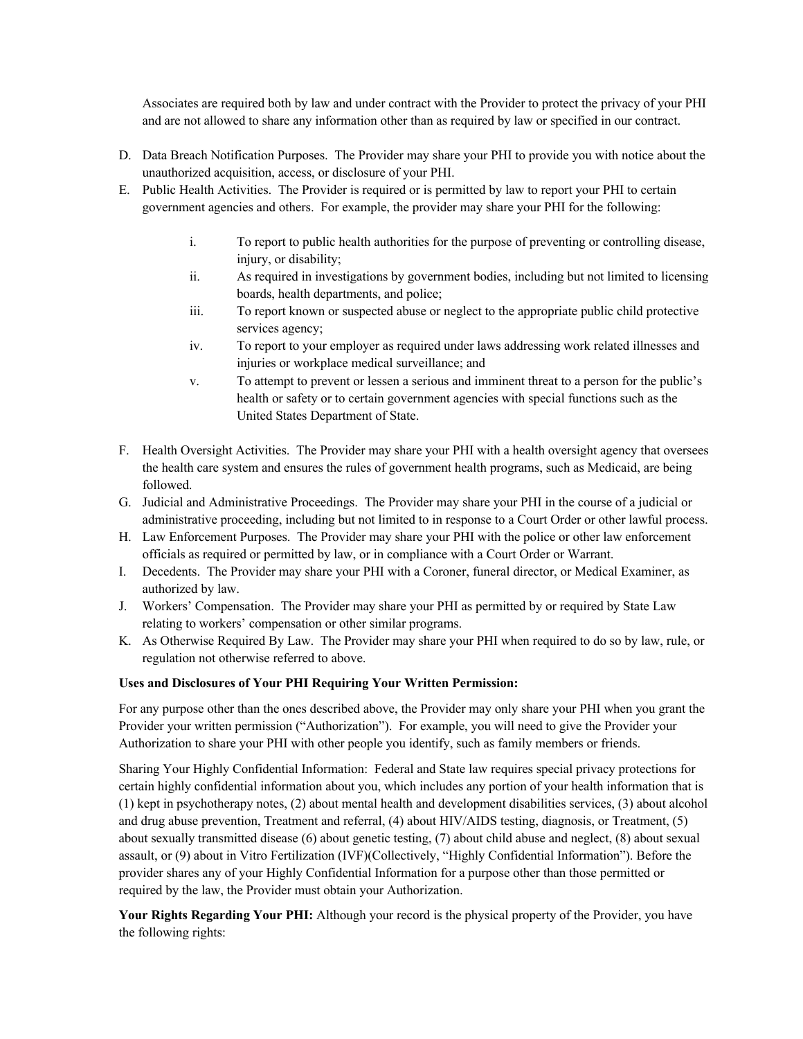Associates are required both by law and under contract with the Provider to protect the privacy of your PHI and are not allowed to share any information other than as required by law or specified in our contract.

D. Data Breach Notification Purposes. The Provider may share your PHI to provide you with notice about the unauthorized acquisition, access, or disclosure of your PHI.
E. Public Health Activities. The Provider is required or is permitted by law to report your PHI to certain government agencies and others. For example, the provider may share your PHI for the following:

   i. To report to public health authorities for the purpose of preventing or controlling disease, injury, or disability;
   ii. As required in investigations by government bodies, including but not limited to licensing boards, health departments, and police;
   iii. To report known or suspected abuse or neglect to the appropriate public child protective services agency;
   iv. To report to your employer as required under laws addressing work related illnesses and injuries or workplace medical surveillance; and
   v. To attempt to prevent or lessen a serious and imminent threat to a person for the public's health or safety or to certain government agencies with special functions such as the United States Department of State.

F. Health Oversight Activities. The Provider may share your PHI with a health oversight agency that oversees the health care system and ensures the rules of government health programs, such as Medicaid, are being followed.
G. Judicial and Administrative Proceedings. The Provider may share your PHI in the course of a judicial or administrative proceeding, including but not limited to in response to a Court Order or other lawful process.
H. Law Enforcement Purposes. The Provider may share your PHI with the police or other law enforcement officials as required or permitted by law, or in compliance with a Court Order or Warrant.
I. Decedents. The Provider may share your PHI with a Coroner, funeral director, or Medical Examiner, as authorized by law.
J. Workers' Compensation. The Provider may share your PHI as permitted by or required by State Law relating to workers' compensation or other similar programs.
K. As Otherwise Required By Law. The Provider may share your PHI when required to do so by law, rule, or regulation not otherwise referred to above.

**Uses and Disclosures of Your PHI Requiring Your Written Permission:**

For any purpose other than the ones described above, the Provider may only share your PHI when you grant the Provider your written permission ("Authorization"). For example, you will need to give the Provider your Authorization to share your PHI with other people you identify, such as family members or friends.

Sharing Your Highly Confidential Information: Federal and State law requires special privacy protections for certain highly confidential information about you, which includes any portion of your health information that is (1) kept in psychotherapy notes, (2) about mental health and development disabilities services, (3) about alcohol and drug abuse prevention, Treatment and referral, (4) about HIV/AIDS testing, diagnosis, or Treatment, (5) about sexually transmitted disease (6) about genetic testing, (7) about child abuse and neglect, (8) about sexual assault, or (9) about in Vitro Fertilization (IVF)(Collectively, "Highly Confidential Information"). Before the provider shares any of your Highly Confidential Information for a purpose other than those permitted or required by the law, the Provider must obtain your Authorization.

**Your Rights Regarding Your PHI:** Although your record is the physical property of the Provider, you have the following rights: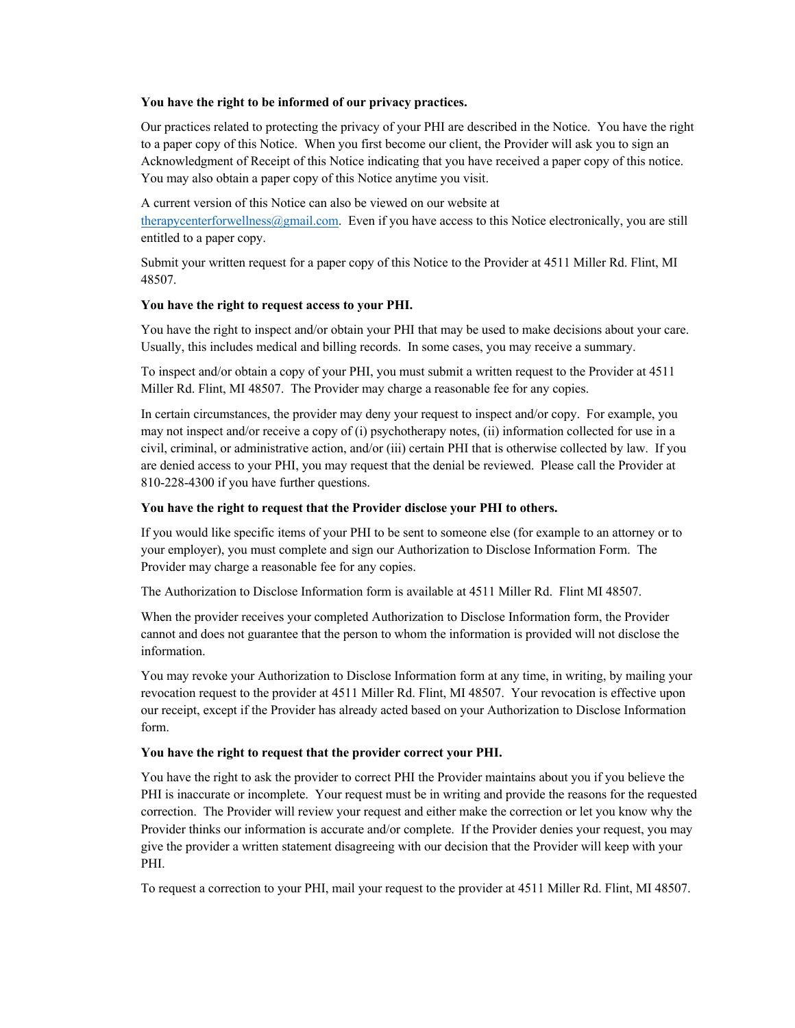**You have the right to be informed of our privacy practices.**

Our practices related to protecting the privacy of your PHI are described in the Notice. You have the right to a paper copy of this Notice. When you first become our client, the Provider will ask you to sign an Acknowledgment of Receipt of this Notice indicating that you have received a paper copy of this notice. You may also obtain a paper copy of this Notice anytime you visit.

A current version of this Notice can also be viewed on our website at therapycenterforwellness@gmail.com. Even if you have access to this Notice electronically, you are still entitled to a paper copy.

Submit your written request for a paper copy of this Notice to the Provider at 4511 Miller Rd. Flint, MI 48507.

**You have the right to request access to your PHI.**

You have the right to inspect and/or obtain your PHI that may be used to make decisions about your care. Usually, this includes medical and billing records. In some cases, you may receive a summary.

To inspect and/or obtain a copy of your PHI, you must submit a written request to the Provider at 4511 Miller Rd. Flint, MI 48507. The Provider may charge a reasonable fee for any copies.

In certain circumstances, the provider may deny your request to inspect and/or copy. For example, you may not inspect and/or receive a copy of (i) psychotherapy notes, (ii) information collected for use in a civil, criminal, or administrative action, and/or (iii) certain PHI that is otherwise collected by law. If you are denied access to your PHI, you may request that the denial be reviewed. Please call the Provider at 810-228-4300 if you have further questions.

**You have the right to request that the Provider disclose your PHI to others.**

If you would like specific items of your PHI to be sent to someone else (for example to an attorney or to your employer), you must complete and sign our Authorization to Disclose Information Form. The Provider may charge a reasonable fee for any copies.

The Authorization to Disclose Information form is available at 4511 Miller Rd. Flint MI 48507.

When the provider receives your completed Authorization to Disclose Information form, the Provider cannot and does not guarantee that the person to whom the information is provided will not disclose the information.

You may revoke your Authorization to Disclose Information form at any time, in writing, by mailing your revocation request to the provider at 4511 Miller Rd. Flint, MI 48507. Your revocation is effective upon our receipt, except if the Provider has already acted based on your Authorization to Disclose Information form.

**You have the right to request that the provider correct your PHI.**

You have the right to ask the provider to correct PHI the Provider maintains about you if you believe the PHI is inaccurate or incomplete. Your request must be in writing and provide the reasons for the requested correction. The Provider will review your request and either make the correction or let you know why the Provider thinks our information is accurate and/or complete. If the Provider denies your request, you may give the provider a written statement disagreeing with our decision that the Provider will keep with your PHI.

To request a correction to your PHI, mail your request to the provider at 4511 Miller Rd. Flint, MI 48507.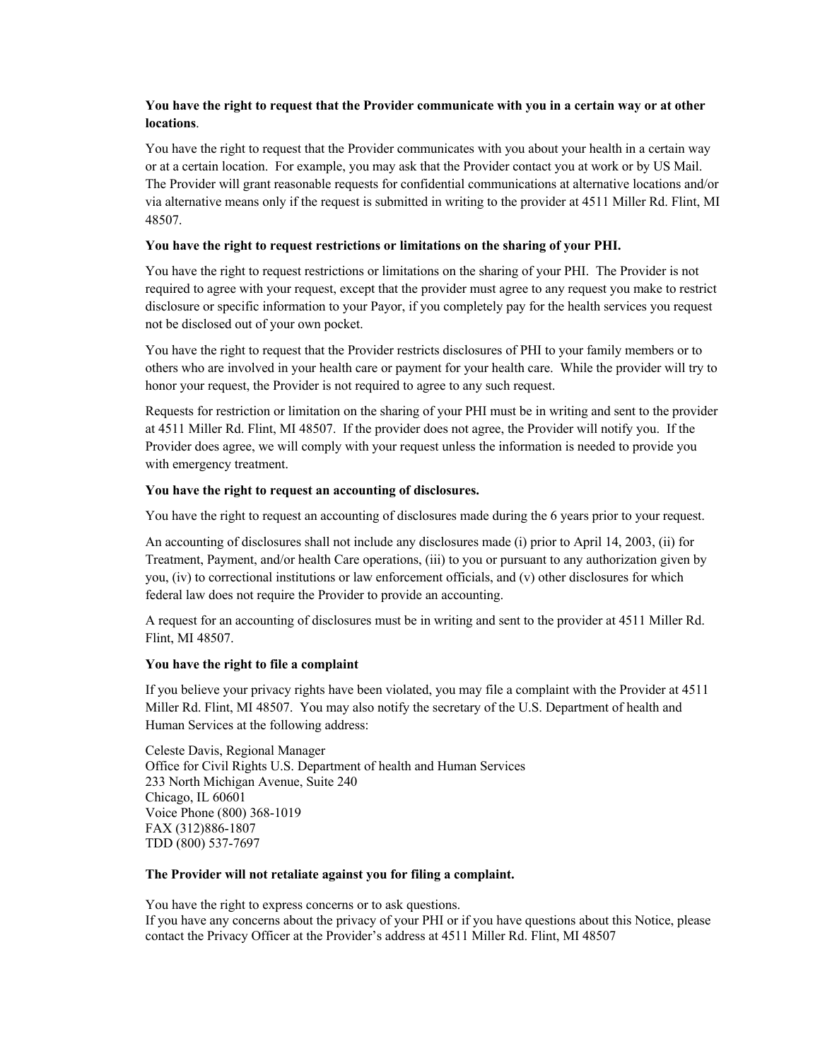**You have the right to request that the Provider communicate with you in a certain way or at other locations**.

You have the right to request that the Provider communicates with you about your health in a certain way or at a certain location. For example, you may ask that the Provider contact you at work or by US Mail. The Provider will grant reasonable requests for confidential communications at alternative locations and/or via alternative means only if the request is submitted in writing to the provider at 4511 Miller Rd. Flint, MI 48507.

**You have the right to request restrictions or limitations on the sharing of your PHI.**

You have the right to request restrictions or limitations on the sharing of your PHI. The Provider is not required to agree with your request, except that the provider must agree to any request you make to restrict disclosure or specific information to your Payor, if you completely pay for the health services you request not be disclosed out of your own pocket.

You have the right to request that the Provider restricts disclosures of PHI to your family members or to others who are involved in your health care or payment for your health care. While the provider will try to honor your request, the Provider is not required to agree to any such request.

Requests for restriction or limitation on the sharing of your PHI must be in writing and sent to the provider at 4511 Miller Rd. Flint, MI 48507. If the provider does not agree, the Provider will notify you. If the Provider does agree, we will comply with your request unless the information is needed to provide you with emergency treatment.

**You have the right to request an accounting of disclosures.**

You have the right to request an accounting of disclosures made during the 6 years prior to your request.

An accounting of disclosures shall not include any disclosures made (i) prior to April 14, 2003, (ii) for Treatment, Payment, and/or health Care operations, (iii) to you or pursuant to any authorization given by you, (iv) to correctional institutions or law enforcement officials, and (v) other disclosures for which federal law does not require the Provider to provide an accounting.

A request for an accounting of disclosures must be in writing and sent to the provider at 4511 Miller Rd. Flint, MI 48507.

**You have the right to file a complaint**

If you believe your privacy rights have been violated, you may file a complaint with the Provider at 4511 Miller Rd. Flint, MI 48507. You may also notify the secretary of the U.S. Department of health and Human Services at the following address:

Celeste Davis, Regional Manager
Office for Civil Rights U.S. Department of health and Human Services
233 North Michigan Avenue, Suite 240
Chicago, IL 60601
Voice Phone (800) 368-1019
FAX (312)886-1807
TDD (800) 537-7697

**The Provider will not retaliate against you for filing a complaint.**

You have the right to express concerns or to ask questions.
If you have any concerns about the privacy of your PHI or if you have questions about this Notice, please contact the Privacy Officer at the Provider's address at 4511 Miller Rd. Flint, MI 48507